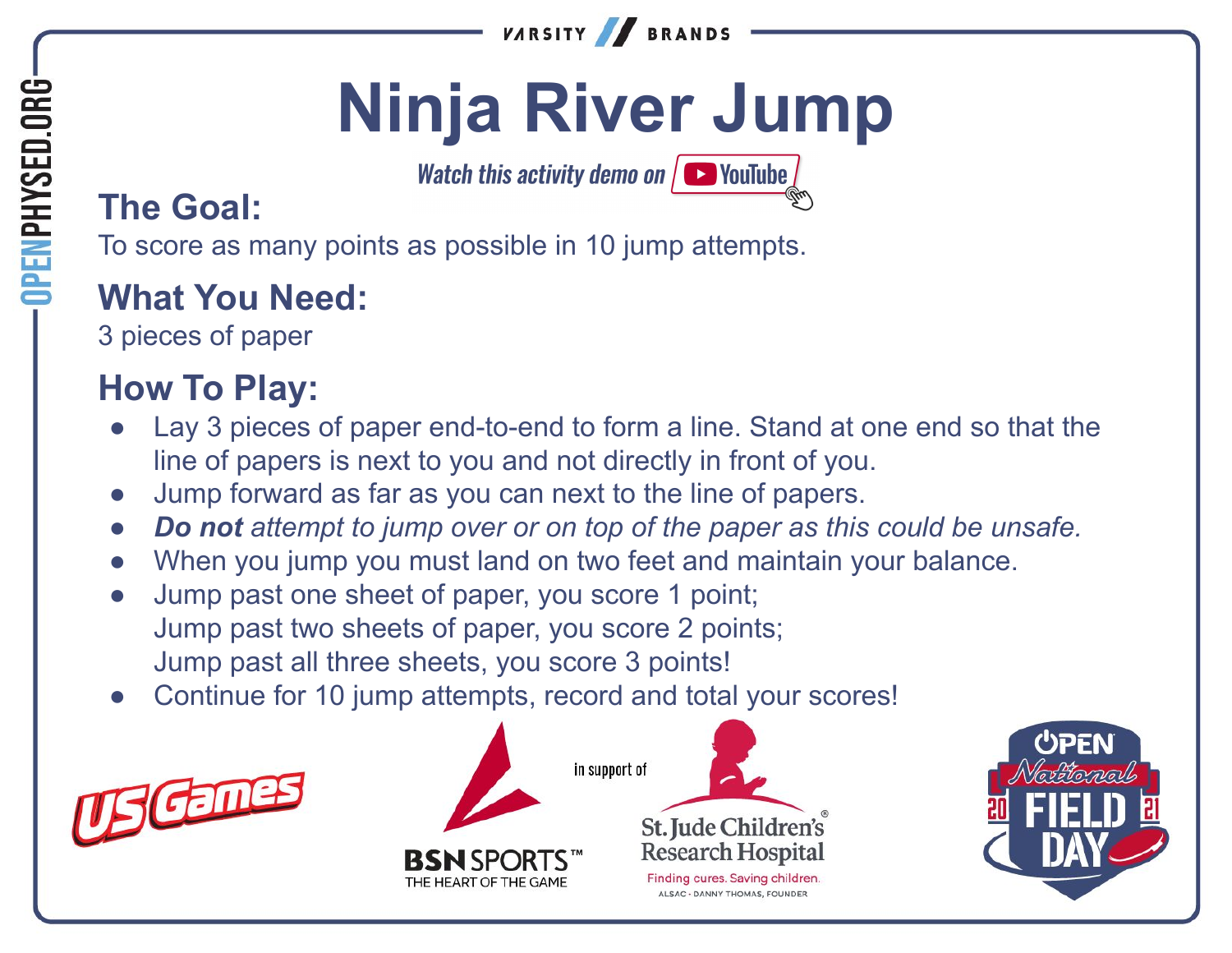# Ninja River Jump

*Watch this activity demo on YouTube*

## The Goal:

To score as many points as possible in 10 jump attempts.

## What You Need:

3 pieces of paper

## How To Play:

- Lay 3 pieces of paper end-to-end to form a line. Stand at one end so that the line of papers is next to you and not directly in front of you.
- Jump forward as far as you can next to the line of papers.
- ***Do not** attempt to jump over or on top of the paper as this could be unsafe.*
- When you jump you must land on two feet and maintain your balance.
- Jump past one sheet of paper, you score 1 point;
  Jump past two sheets of paper, you score 2 points;
  Jump past all three sheets, you score 3 points!
- Continue for 10 jump attempts, record and total your scores!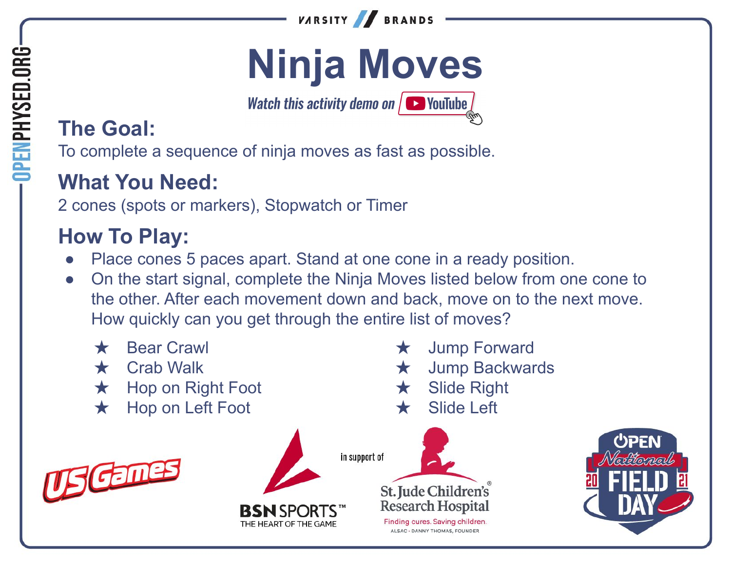VARSITY BRANDS

# Ninja Moves

*Watch this activity demo on YouTube*

## The Goal:

To complete a sequence of ninja moves as fast as possible.

## What You Need:

2 cones (spots or markers), Stopwatch or Timer

## How To Play:

- Place cones 5 paces apart. Stand at one cone in a ready position.
- On the start signal, complete the Ninja Moves listed below from one cone to the other. After each movement down and back, move on to the next move. How quickly can you get through the entire list of moves?

★ Bear Crawl
★ Crab Walk
★ Hop on Right Foot
★ Hop on Left Foot
★ Jump Forward
★ Jump Backwards
★ Slide Right
★ Slide Left

OPENPHYSED.ORG

US Games · BSN SPORTS™ THE HEART OF THE GAME · in support of St. Jude Children's Research Hospital® Finding cures. Saving children. ALSAC · DANNY THOMAS, FOUNDER · OPEN National FIELD DAY 2021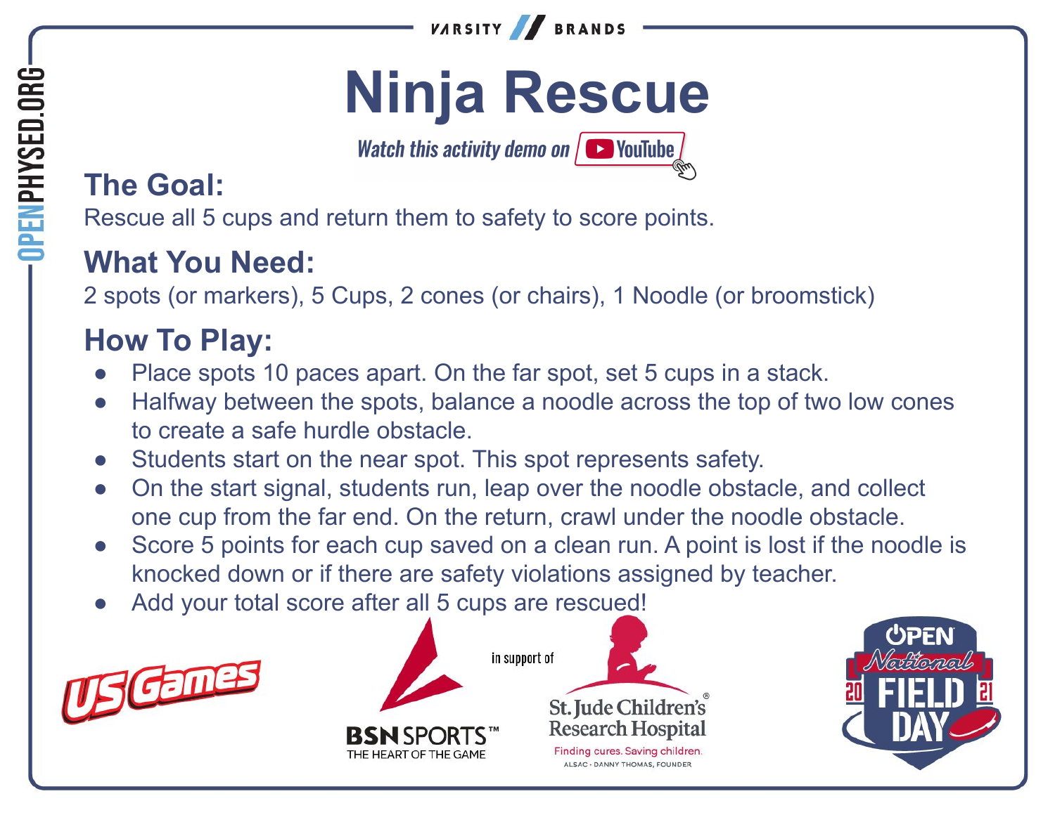# Ninja Rescue

*Watch this activity demo on YouTube*

## The Goal:

Rescue all 5 cups and return them to safety to score points.

## What You Need:

2 spots (or markers), 5 Cups, 2 cones (or chairs), 1 Noodle (or broomstick)

## How To Play:

- Place spots 10 paces apart. On the far spot, set 5 cups in a stack.
- Halfway between the spots, balance a noodle across the top of two low cones to create a safe hurdle obstacle.
- Students start on the near spot. This spot represents safety.
- On the start signal, students run, leap over the noodle obstacle, and collect one cup from the far end. On the return, crawl under the noodle obstacle.
- Score 5 points for each cup saved on a clean run. A point is lost if the noodle is knocked down or if there are safety violations assigned by teacher.
- Add your total score after all 5 cups are rescued!

in support of St. Jude Children's Research Hospital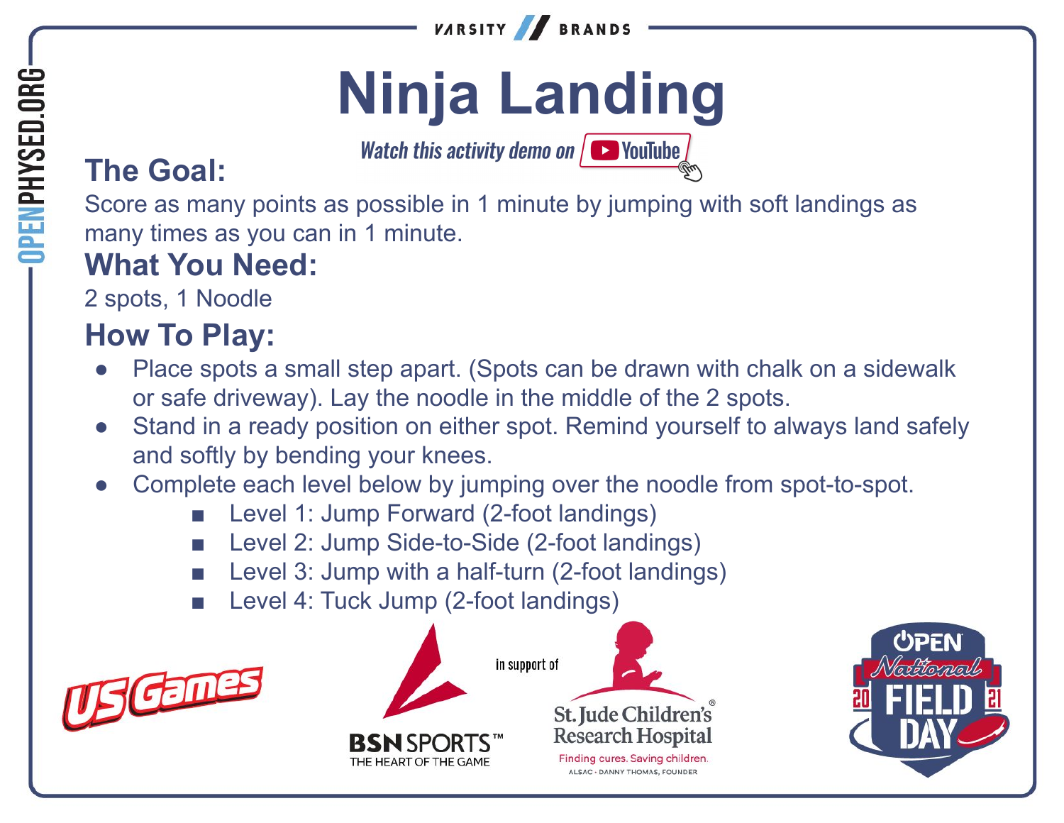# Ninja Landing

*Watch this activity demo on YouTube*

## The Goal:

Score as many points as possible in 1 minute by jumping with soft landings as many times as you can in 1 minute.

## What You Need:

2 spots, 1 Noodle

## How To Play:

- Place spots a small step apart. (Spots can be drawn with chalk on a sidewalk or safe driveway). Lay the noodle in the middle of the 2 spots.
- Stand in a ready position on either spot. Remind yourself to always land safely and softly by bending your knees.
- Complete each level below by jumping over the noodle from spot-to-spot.
  - Level 1: Jump Forward (2-foot landings)
  - Level 2: Jump Side-to-Side (2-foot landings)
  - Level 3: Jump with a half-turn (2-foot landings)
  - Level 4: Tuck Jump (2-foot landings)

in support of